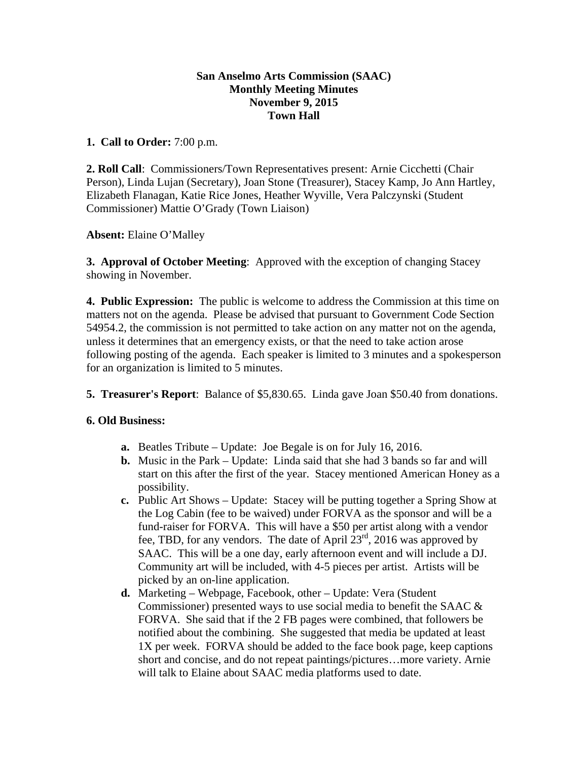# San Anselmo Arts Commission (SAAC)
## Monthly Meeting Minutes
## November 9, 2015
## Town Hall

**1. Call to Order:** 7:00 p.m.

**2. Roll Call**: Commissioners/Town Representatives present: Arnie Cicchetti (Chair Person), Linda Lujan (Secretary), Joan Stone (Treasurer), Stacey Kamp, Jo Ann Hartley, Elizabeth Flanagan, Katie Rice Jones, Heather Wyville, Vera Palczynski (Student Commissioner) Mattie O'Grady (Town Liaison)

**Absent:** Elaine O'Malley

**3. Approval of October Meeting**: Approved with the exception of changing Stacey showing in November.

**4. Public Expression:** The public is welcome to address the Commission at this time on matters not on the agenda. Please be advised that pursuant to Government Code Section 54954.2, the commission is not permitted to take action on any matter not on the agenda, unless it determines that an emergency exists, or that the need to take action arose following posting of the agenda. Each speaker is limited to 3 minutes and a spokesperson for an organization is limited to 5 minutes.

**5. Treasurer's Report**: Balance of $5,830.65. Linda gave Joan $50.40 from donations.

**6. Old Business:**

- **a.** Beatles Tribute – Update: Joe Begale is on for July 16, 2016.
- **b.** Music in the Park – Update: Linda said that she had 3 bands so far and will start on this after the first of the year. Stacey mentioned American Honey as a possibility.
- **c.** Public Art Shows – Update: Stacey will be putting together a Spring Show at the Log Cabin (fee to be waived) under FORVA as the sponsor and will be a fund-raiser for FORVA. This will have a $50 per artist along with a vendor fee, TBD, for any vendors. The date of April 23rd, 2016 was approved by SAAC. This will be a one day, early afternoon event and will include a DJ. Community art will be included, with 4-5 pieces per artist. Artists will be picked by an on-line application.
- **d.** Marketing – Webpage, Facebook, other – Update: Vera (Student Commissioner) presented ways to use social media to benefit the SAAC & FORVA. She said that if the 2 FB pages were combined, that followers be notified about the combining. She suggested that media be updated at least 1X per week. FORVA should be added to the face book page, keep captions short and concise, and do not repeat paintings/pictures…more variety. Arnie will talk to Elaine about SAAC media platforms used to date.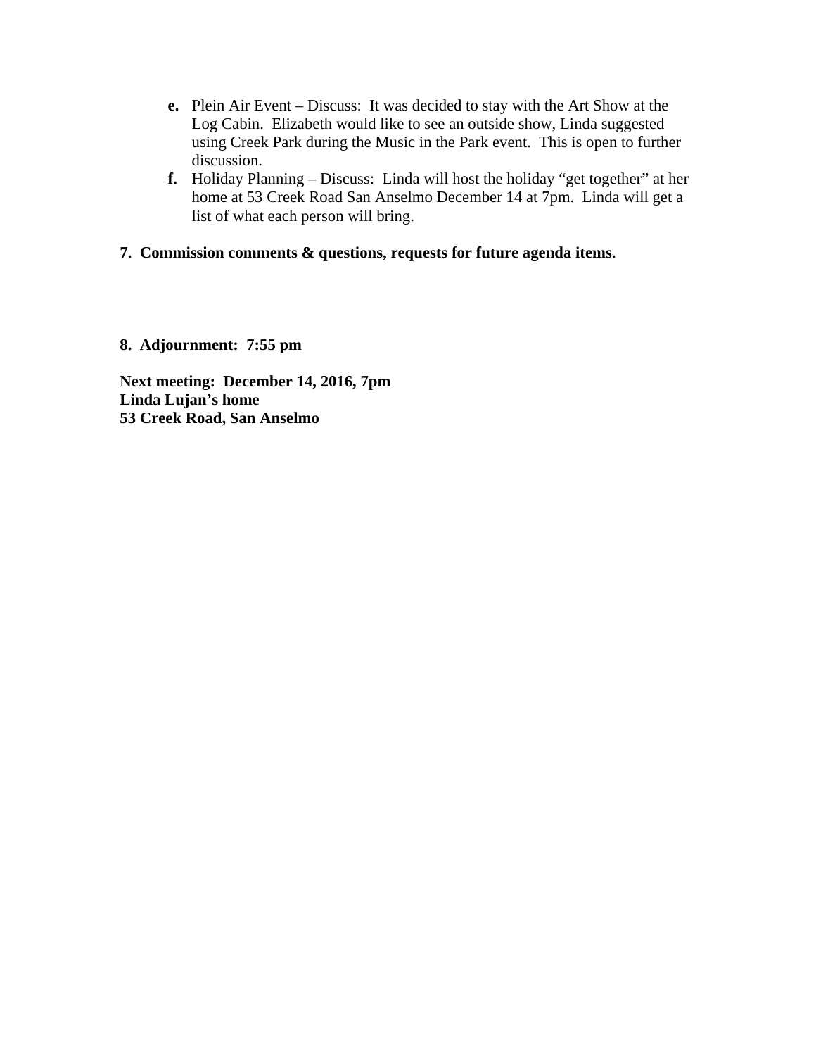e. Plein Air Event – Discuss: It was decided to stay with the Art Show at the Log Cabin. Elizabeth would like to see an outside show, Linda suggested using Creek Park during the Music in the Park event. This is open to further discussion.
f. Holiday Planning – Discuss: Linda will host the holiday "get together" at her home at 53 Creek Road San Anselmo December 14 at 7pm. Linda will get a list of what each person will bring.

**7. Commission comments & questions, requests for future agenda items.**

**8. Adjournment: 7:55 pm**

**Next meeting: December 14, 2016, 7pm**
**Linda Lujan's home**
**53 Creek Road, San Anselmo**